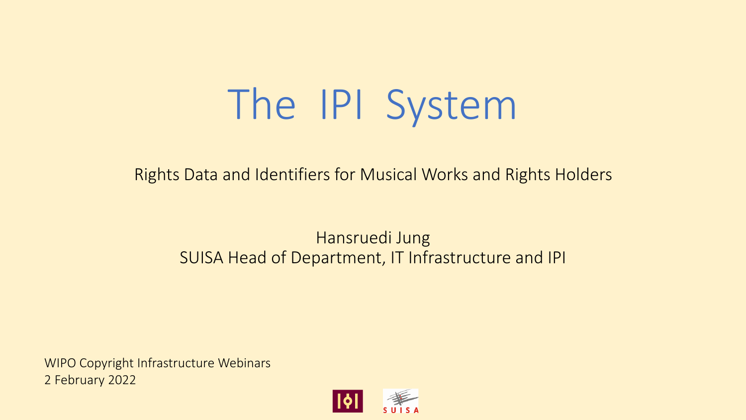# The IPI System

Rights Data and Identifiers for Musical Works and Rights Holders

Hansruedi Jung
SUISA Head of Department, IT Infrastructure and IPI

WIPO Copyright Infrastructure Webinars
2 February 2022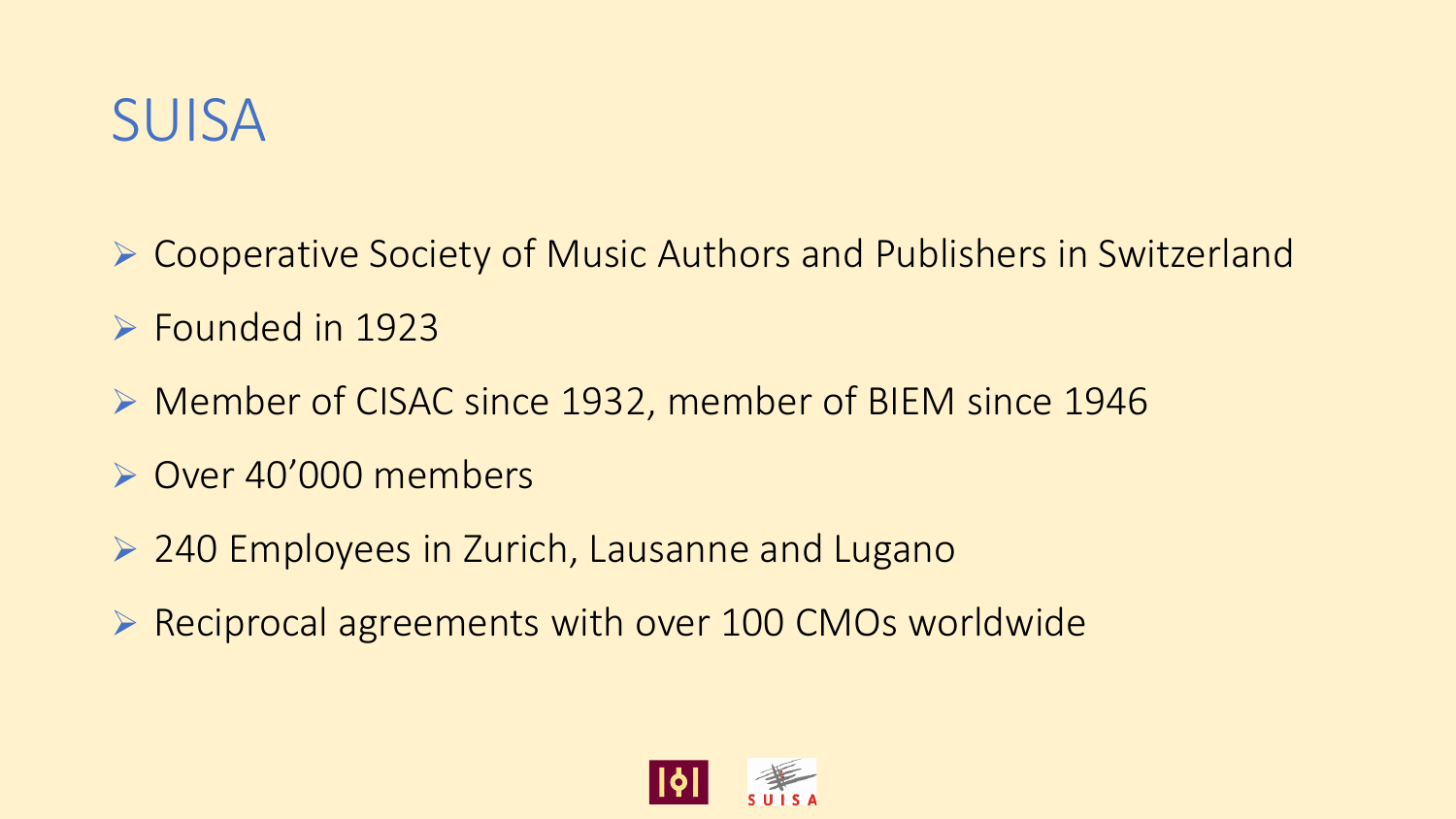# SUISA

- Cooperative Society of Music Authors and Publishers in Switzerland
- Founded in 1923
- Member of CISAC since 1932, member of BIEM since 1946
- Over 40’000 members
- 240 Employees in Zurich, Lausanne and Lugano
- Reciprocal agreements with over 100 CMOs worldwide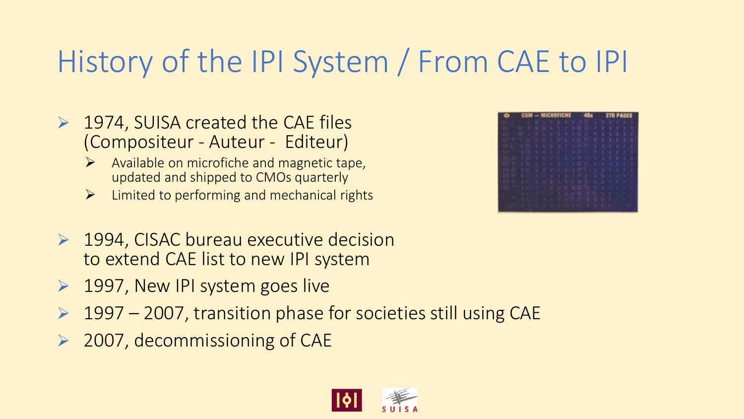# History of the IPI System / From CAE to IPI

- 1974, SUISA created the CAE files (Compositeur - Auteur - Editeur)
  - Available on microfiche and magnetic tape, updated and shipped to CMOs quarterly
  - Limited to performing and mechanical rights
- 1994, CISAC bureau executive decision to extend CAE list to new IPI system
- 1997, New IPI system goes live
- 1997 – 2007, transition phase for societies still using CAE
- 2007, decommissioning of CAE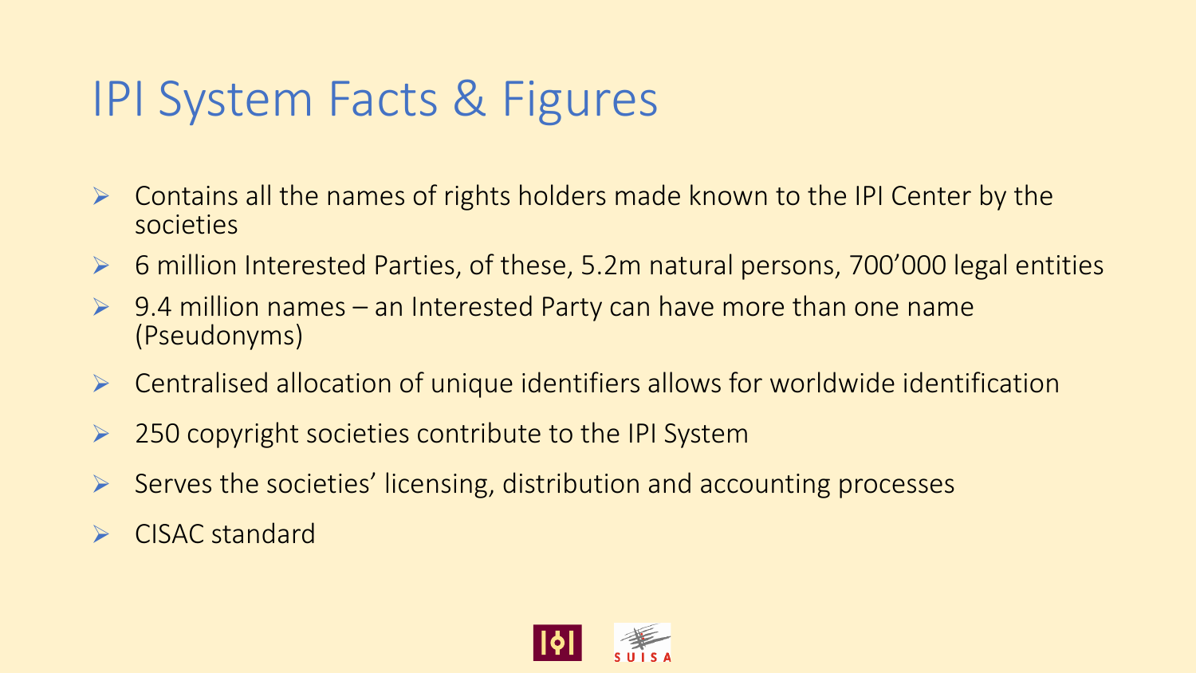# IPI System Facts & Figures

- Contains all the names of rights holders made known to the IPI Center by the societies
- 6 million Interested Parties, of these, 5.2m natural persons, 700'000 legal entities
- 9.4 million names – an Interested Party can have more than one name (Pseudonyms)
- Centralised allocation of unique identifiers allows for worldwide identification
- 250 copyright societies contribute to the IPI System
- Serves the societies' licensing, distribution and accounting processes
- CISAC standard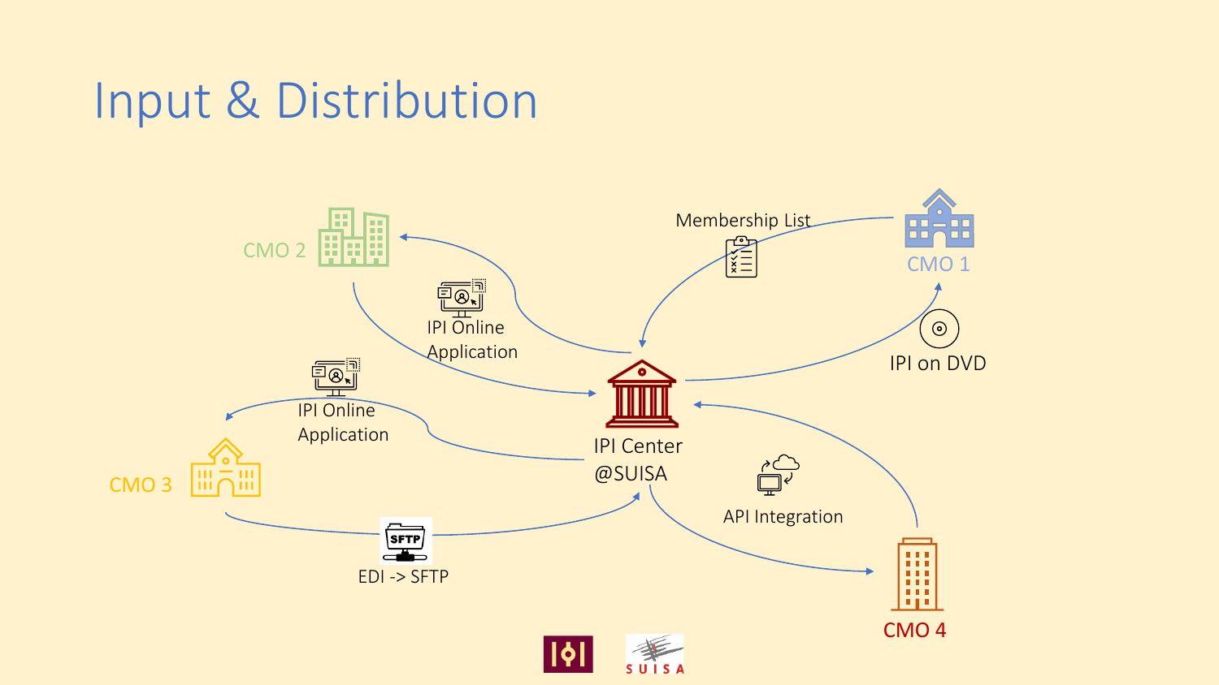# Input & Distribution

CMO 2

IPI Online Application

Membership List

CMO 1

IPI on DVD

IPI Online Application

CMO 3

IPI Center @SUISA

API Integration

EDI -> SFTP

CMO 4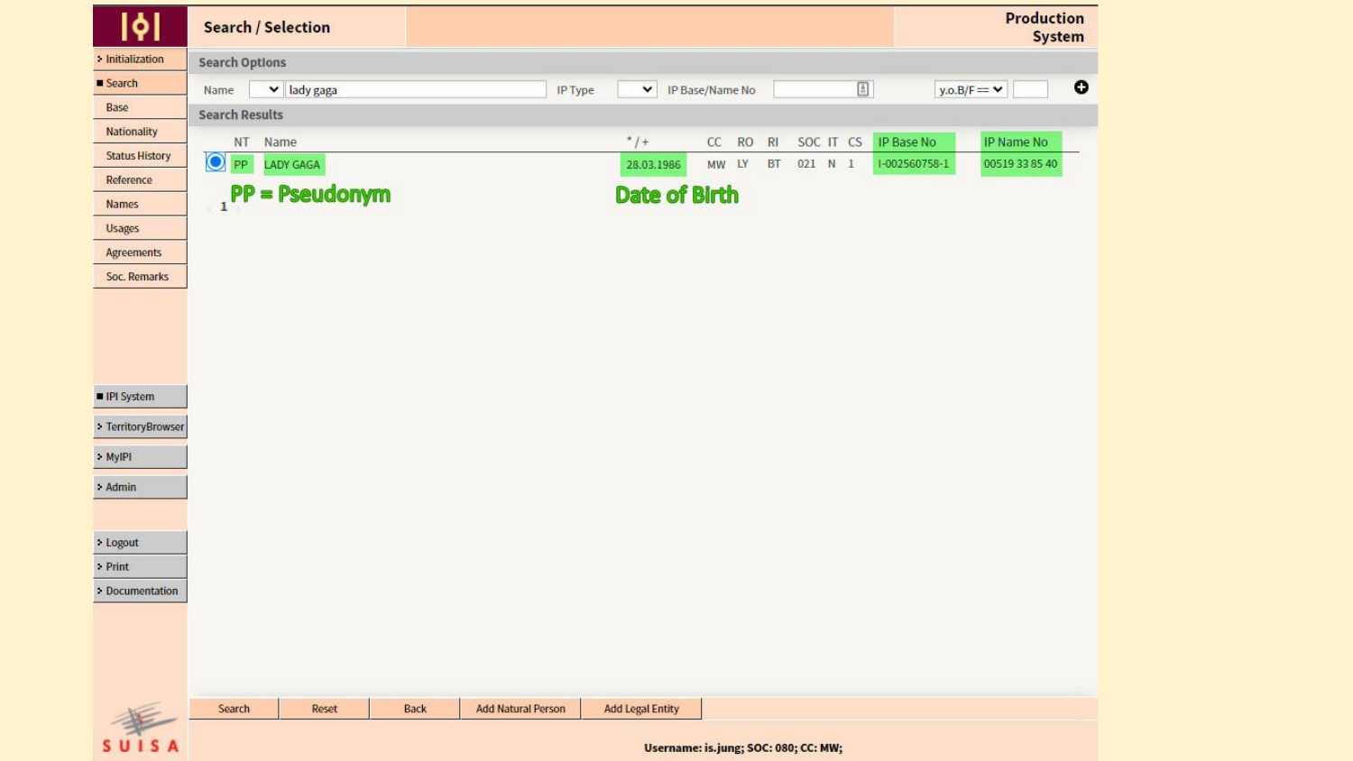## Search / Selection

**Production System**

- Initialization
- Search
  - Base
  - Nationality
  - Status History
  - Reference
  - Names
  - Usages
  - Agreements
  - Soc. Remarks
- IPI System
- TerritoryBrowser
- MyIPI
- Admin
- Logout
- Print
- Documentation

### Search Options

Name: lady gaga | IP Type | IP Base/Name No | y.o.B/F ==

### Search Results

| NT | Name | * / + | CC | RO | RI | SOC | IT | CS | IP Base No | IP Name No |
|---|---|---|---|---|---|---|---|---|---|---|
| PP | LADY GAGA | 28.03.1986 | MW | LY | BT | 021 | N | 1 | I-002560758-1 | 00519 33 85 40 |

**PP = Pseudonym**

**Date of Birth**

1

Search | Reset | Back | Add Natural Person | Add Legal Entity

Username: is.jung; SOC: 080; CC: MW;

SUISA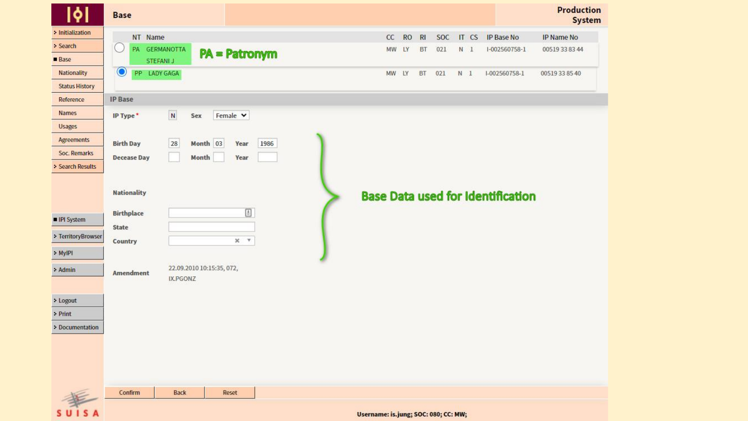# Base

**Production System**

- Initialization
- Search
- Base
  - Nationality
  - Status History
  - Reference
  - Names
  - Usages
  - Agreements
  - Soc. Remarks
- Search Results

- IPI System
- TerritoryBrowser
- MyIPI
- Admin

- Logout
- Print
- Documentation

| | NT | Name | CC | RO | RI | SOC | IT | CS | IP Base No | IP Name No |
|---|---|---|---|---|---|---|---|---|---|---|
| ○ | PA | GERMANOTTA STEFANI J | MW | LY | BT | 021 | N | 1 | I-002560758-1 | 00519 33 83 44 |
| ● | PP | LADY GAGA | MW | LY | BT | 021 | N | 1 | I-002560758-1 | 00519 33 85 40 |

**PA = Patronym**

## IP Base

**IP Type*** N  **Sex** Female

**Birth Day** 28 **Month** 03 **Year** 1986

**Decease Day** **Month** **Year**

**Nationality**

**Birthplace**

**State**

**Country**

**Amendment** 22.09.2010 10:15:35, 072, IX.PGONZ

**Base Data used for Identification**

Confirm | Back | Reset

**Username: is.jung; SOC: 080; CC: MW;**

SUISA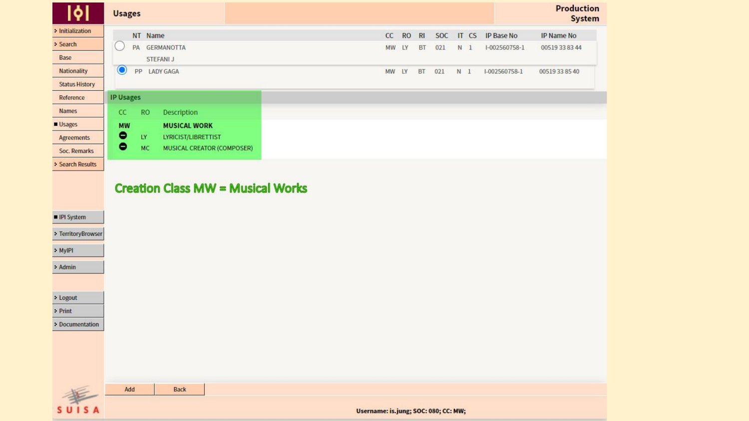## Usages

**Production System**

- Initialization
- Search
- Base
- Nationality
- Status History
- Reference
- Names
- Usages
- Agreements
- Soc. Remarks
- Search Results

| | NT | Name | CC | RO | RI | SOC | IT | CS | IP Base No | IP Name No |
|---|---|---|---|---|---|---|---|---|---|---|
| ○ | PA | GERMANOTTA STEFANI J | MW | LY | BT | 021 | N | 1 | I-002560758-1 | 00519 33 83 44 |
| ● | PP | LADY GAGA | MW | LY | BT | 021 | N | 1 | I-002560758-1 | 00519 33 85 40 |

### IP Usages

| CC | RO | Description |
|---|---|---|
| **MW** | | **MUSICAL WORK** |
| ⊖ | LY | LYRICIST/LIBRETTIST |
| ⊖ | MC | MUSICAL CREATOR (COMPOSER) |

**Creation Class MW = Musical Works**

- IPI System
- TerritoryBrowser
- MyIPI
- Admin
- Logout
- Print
- Documentation

Add | Back

SUISA

Username: is.jung; SOC: 080; CC: MW;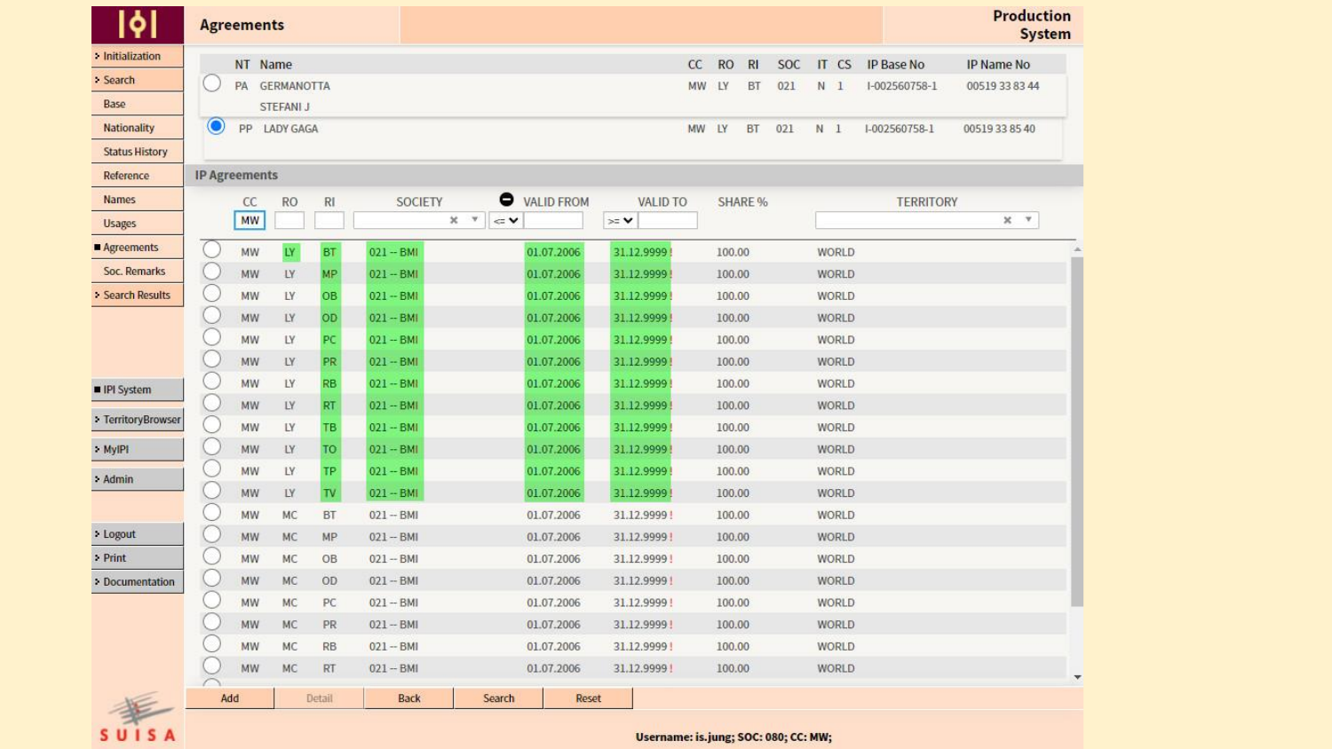## Agreements

**Production System**

- Initialization
- Search
- Base
- Nationality
- Status History
- Reference
- Names
- Usages
- Agreements
- Soc. Remarks
- Search Results
- IPI System
- TerritoryBrowser
- MyIPI
- Admin
- Logout
- Print
- Documentation

| NT | Name | CC | RO | RI | SOC | IT | CS | IP Base No | IP Name No |
|---|---|---|---|---|---|---|---|---|---|
| PA | GERMANOTTA STEFANI J | MW | LY | BT | 021 | N | 1 | I-002560758-1 | 00519 33 83 44 |
| PP | LADY GAGA | MW | LY | BT | 021 | N | 1 | I-002560758-1 | 00519 33 85 40 |

### IP Agreements

| CC | RO | RI | SOCIETY | VALID FROM | VALID TO | SHARE % | TERRITORY |
|---|---|---|---|---|---|---|---|
| MW | LY | BT | 021 -- BMI | 01.07.2006 | 31.12.9999 ! | 100.00 | WORLD |
| MW | LY | MP | 021 -- BMI | 01.07.2006 | 31.12.9999 ! | 100.00 | WORLD |
| MW | LY | OB | 021 -- BMI | 01.07.2006 | 31.12.9999 ! | 100.00 | WORLD |
| MW | LY | OD | 021 -- BMI | 01.07.2006 | 31.12.9999 ! | 100.00 | WORLD |
| MW | LY | PC | 021 -- BMI | 01.07.2006 | 31.12.9999 ! | 100.00 | WORLD |
| MW | LY | PR | 021 -- BMI | 01.07.2006 | 31.12.9999 ! | 100.00 | WORLD |
| MW | LY | RB | 021 -- BMI | 01.07.2006 | 31.12.9999 ! | 100.00 | WORLD |
| MW | LY | RT | 021 -- BMI | 01.07.2006 | 31.12.9999 ! | 100.00 | WORLD |
| MW | LY | TB | 021 -- BMI | 01.07.2006 | 31.12.9999 ! | 100.00 | WORLD |
| MW | LY | TO | 021 -- BMI | 01.07.2006 | 31.12.9999 ! | 100.00 | WORLD |
| MW | LY | TP | 021 -- BMI | 01.07.2006 | 31.12.9999 ! | 100.00 | WORLD |
| MW | LY | TV | 021 -- BMI | 01.07.2006 | 31.12.9999 ! | 100.00 | WORLD |
| MW | MC | BT | 021 -- BMI | 01.07.2006 | 31.12.9999 ! | 100.00 | WORLD |
| MW | MC | MP | 021 -- BMI | 01.07.2006 | 31.12.9999 ! | 100.00 | WORLD |
| MW | MC | OB | 021 -- BMI | 01.07.2006 | 31.12.9999 ! | 100.00 | WORLD |
| MW | MC | OD | 021 -- BMI | 01.07.2006 | 31.12.9999 ! | 100.00 | WORLD |
| MW | MC | PC | 021 -- BMI | 01.07.2006 | 31.12.9999 ! | 100.00 | WORLD |
| MW | MC | PR | 021 -- BMI | 01.07.2006 | 31.12.9999 ! | 100.00 | WORLD |
| MW | MC | RB | 021 -- BMI | 01.07.2006 | 31.12.9999 ! | 100.00 | WORLD |
| MW | MC | RT | 021 -- BMI | 01.07.2006 | 31.12.9999 ! | 100.00 | WORLD |

Add | Detail | Back | Search | Reset

SUISA

**Username: is.jung; SOC: 080; CC: MW;**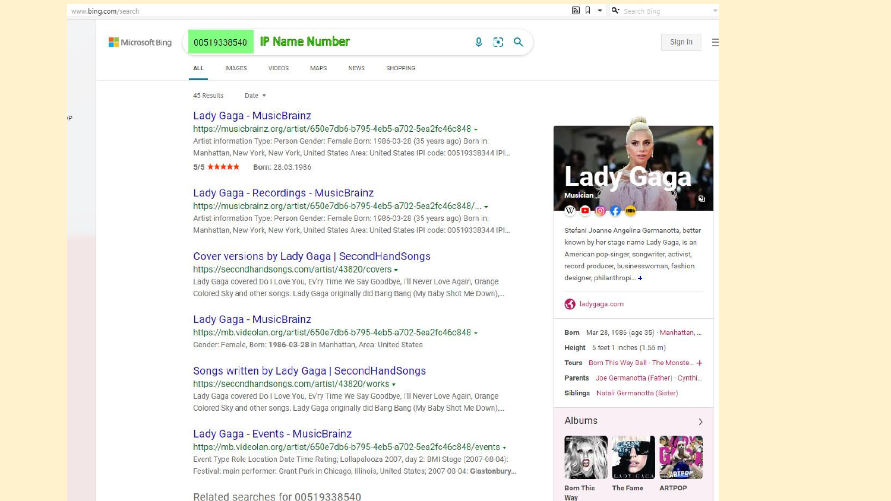www.bing.com/search

Microsoft Bing

00519338540 **IP Name Number**

ALL IMAGES VIDEOS MAPS NEWS SHOPPING

Sign in

45 Results Date

### Lady Gaga - MusicBrainz

https://musicbrainz.org/artist/650e7db6-b795-4eb5-a702-5ea2fc46c848

Artist information Type: Person Gender: Female Born: 1986-03-28 (35 years ago) Born in: Manhattan, New York, New York, United States Area: United States IPI code: 00519338344 IPI...

5/5 ★★★★★ Born: 28.03.1986

### Lady Gaga - Recordings - MusicBrainz

https://musicbrainz.org/artist/650e7db6-b795-4eb5-a702-5ea2fc46c848/...

Artist information Type: Person Gender: Female Born: 1986-03-28 (35 years ago) Born in: Manhattan, New York, New York, United States Area: United States IPI code: 00519338344 IPI...

### Cover versions by Lady Gaga | SecondHandSongs

https://secondhandsongs.com/artist/43820/covers

Lady Gaga covered Do I Love You, Ev'ry Time We Say Goodbye, I'll Never Love Again, Orange Colored Sky and other songs. Lady Gaga originally did Bang Bang (My Baby Shot Me Down),...

### Lady Gaga - MusicBrainz

https://mb.videolan.org/artist/650e7db6-b795-4eb5-a702-5ea2fc46c848

Gender: Female, Born: **1986-03-28** in Manhattan, Area: United States

### Songs written by Lady Gaga | SecondHandSongs

https://secondhandsongs.com/artist/43820/works

Lady Gaga covered Do I Love You, Ev'ry Time We Say Goodbye, I'll Never Love Again, Orange Colored Sky and other songs. Lady Gaga originally did Bang Bang (My Baby Shot Me Down),...

### Lady Gaga - Events - MusicBrainz

https://mb.videolan.org/artist/650e7db6-b795-4eb5-a702-5ea2fc46c848/events

Event Type Role Location Date Time Rating; Lollapalooza 2007, day 2: BMI Stage (2007-08-04): Festival: main performer: Grant Park in Chicago, Illinois, United States; 2007-08-04: **Glastonbury**...

Related searches for 00519338540

---

**Lady Gaga**

Musician

Stefani Joanne Angelina Germanotta, better known by her stage name Lady Gaga, is an American pop-singer, songwriter, activist, record producer, businesswoman, fashion designer, philanthropi... +

ladygaga.com

**Born** Mar 28, 1986 (age 35) · Manhattan, ...

**Height** 5 feet 1 inches (1.55 m)

**Tours** Born This Way Ball · The Monste... +

**Parents** Joe Germanotta (Father) · Cynthi...

**Siblings** Natali Germanotta (Sister)

**Albums**

Born This Way · The Fame · ARTPOP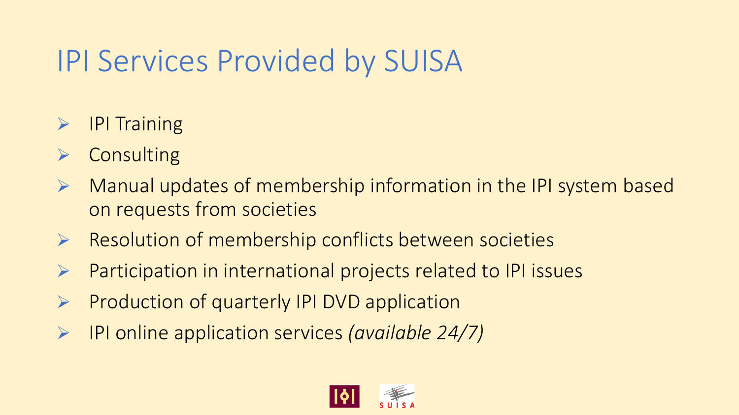# IPI Services Provided by SUISA

- IPI Training
- Consulting
- Manual updates of membership information in the IPI system based on requests from societies
- Resolution of membership conflicts between societies
- Participation in international projects related to IPI issues
- Production of quarterly IPI DVD application
- IPI online application services *(available 24/7)*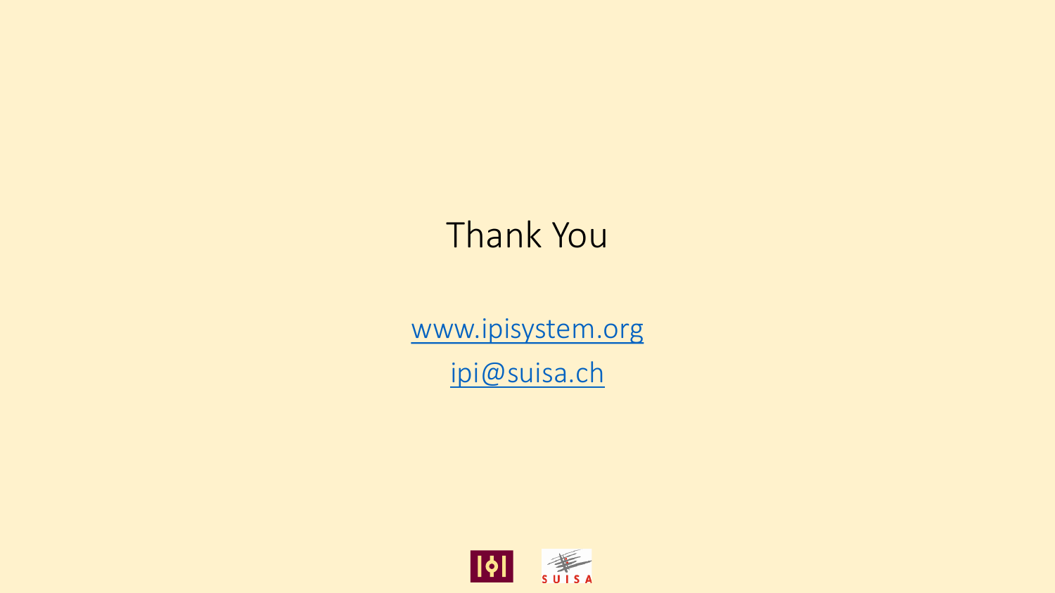# Thank You

www.ipisystem.org

ipi@suisa.ch